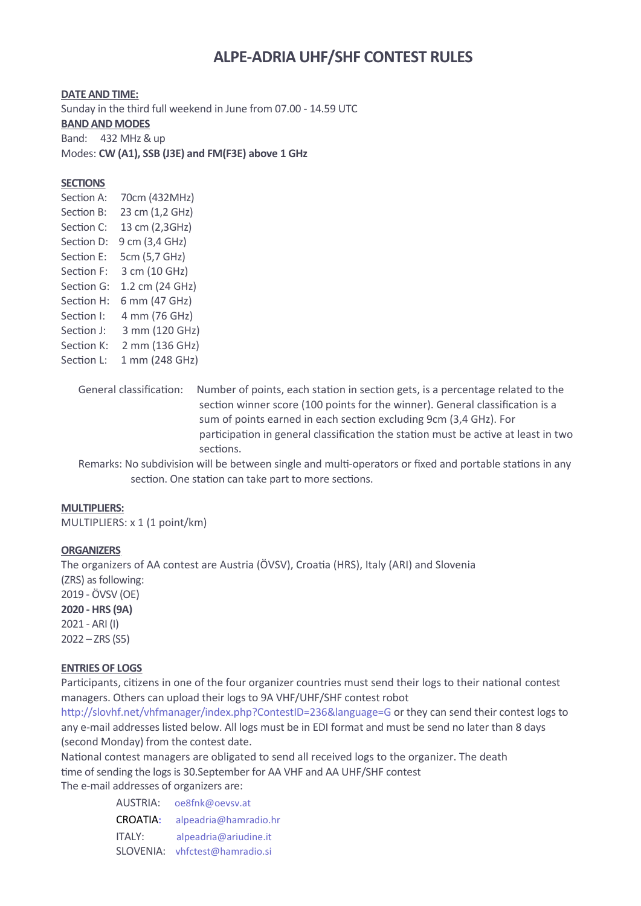# ALPE-ADRIA UHF/SHF CONTEST RULES

**DATE AND TIME:**

Sunday in the third full weekend in June from 07.00 - 14.59 UTC

**BAND AND MODES**

Band: 432 MHz & up

Modes: **CW (A1), SSB (J3E) and FM(F3E) above 1 GHz**

**SECTIONS**

Section A: 70cm (432MHz)
Section B: 23 cm (1,2 GHz)
Section C: 13 cm (2,3GHz)
Section D: 9 cm (3,4 GHz)
Section E: 5cm (5,7 GHz)
Section F: 3 cm (10 GHz)
Section G: 1.2 cm (24 GHz)
Section H: 6 mm (47 GHz)
Section I: 4 mm (76 GHz)
Section J: 3 mm (120 GHz)
Section K: 2 mm (136 GHz)
Section L: 1 mm (248 GHz)

General classification: Number of points, each station in section gets, is a percentage related to the section winner score (100 points for the winner). General classification is a sum of points earned in each section excluding 9cm (3,4 GHz). For participation in general classification the station must be active at least in two sections.

Remarks: No subdivision will be between single and multi-operators or fixed and portable stations in any section. One station can take part to more sections.

**MULTIPLIERS:**

MULTIPLIERS: x 1 (1 point/km)

**ORGANIZERS**

The organizers of AA contest are Austria (ÖVSV), Croatia (HRS), Italy (ARI) and Slovenia (ZRS) as following:

2019 - ÖVSV (OE)
**2020 - HRS (9A)**
2021 - ARI (I)
2022 – ZRS (S5)

**ENTRIES OF LOGS**

Participants, citizens in one of the four organizer countries must send their logs to their national contest managers. Others can upload their logs to 9A VHF/UHF/SHF contest robot http://slovhf.net/vhfmanager/index.php?ContestID=236&language=G or they can send their contest logs to any e-mail addresses listed below. All logs must be in EDI format and must be send no later than 8 days (second Monday) from the contest date.

National contest managers are obligated to send all received logs to the organizer. The death time of sending the logs is 30.September for AA VHF and AA UHF/SHF contest

The e-mail addresses of organizers are:

AUSTRIA: oe8fnk@oevsv.at
CROATIA: alpeadria@hamradio.hr
ITALY: alpeadria@ariudine.it
SLOVENIA: vhfctest@hamradio.si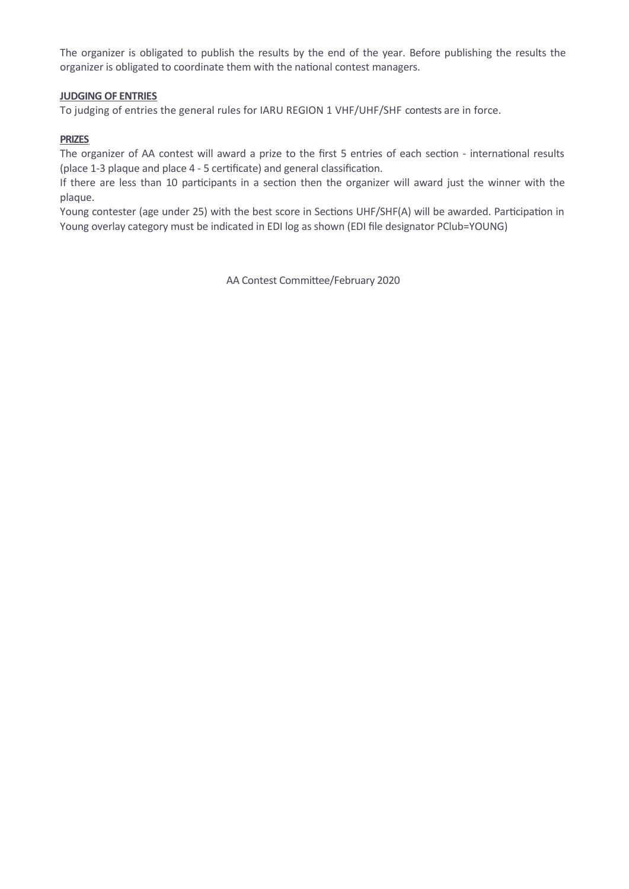The organizer is obligated to publish the results by the end of the year. Before publishing the results the organizer is obligated to coordinate them with the national contest managers.

## JUDGING OF ENTRIES

To judging of entries the general rules for IARU REGION 1 VHF/UHF/SHF contests are in force.

## PRIZES

The organizer of AA contest will award a prize to the first 5 entries of each section - international results (place 1-3 plaque and place 4 - 5 certificate) and general classification.

If there are less than 10 participants in a section then the organizer will award just the winner with the plaque.

Young contester (age under 25) with the best score in Sections UHF/SHF(A) will be awarded. Participation in Young overlay category must be indicated in EDI log as shown (EDI file designator PClub=YOUNG)

AA Contest Committee/February 2020